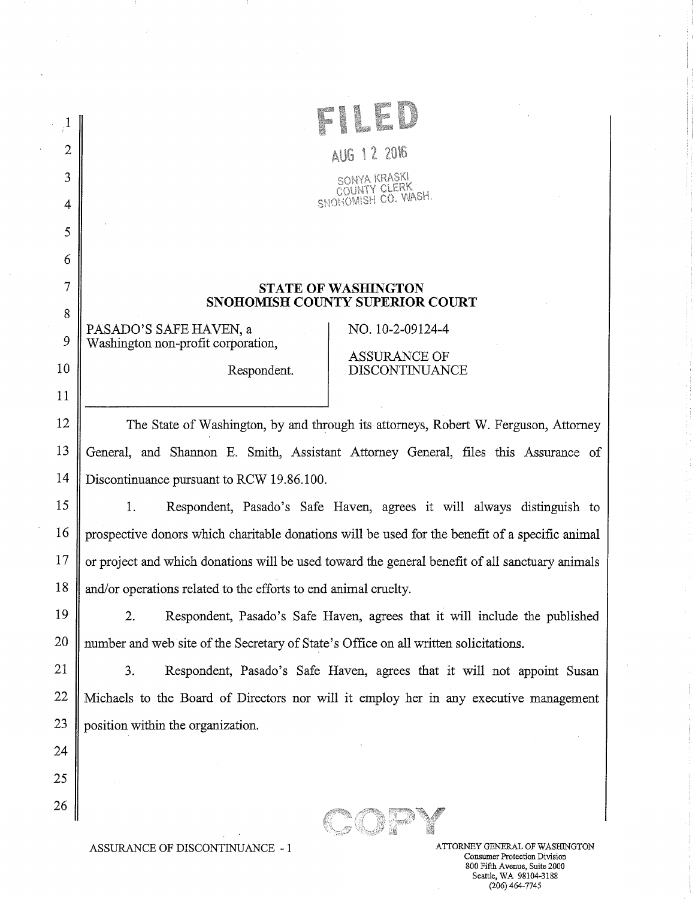FILED

AUG 12 2016

SONYA KRASKI
COUNTY CLERK
SNOHOMISH CO. WASH.

**STATE OF WASHINGTON**
**SNOHOMISH COUNTY SUPERIOR COURT**

| | |
|---|---|
| PASADO'S SAFE HAVEN, a Washington non-profit corporation, Respondent. | NO. 10-2-09124-4 ASSURANCE OF DISCONTINUANCE |

The State of Washington, by and through its attorneys, Robert W. Ferguson, Attorney General, and Shannon E. Smith, Assistant Attorney General, files this Assurance of Discontinuance pursuant to RCW 19.86.100.

1. Respondent, Pasado's Safe Haven, agrees it will always distinguish to prospective donors which charitable donations will be used for the benefit of a specific animal or project and which donations will be used toward the general benefit of all sanctuary animals and/or operations related to the efforts to end animal cruelty.

2. Respondent, Pasado's Safe Haven, agrees that it will include the published number and web site of the Secretary of State's Office on all written solicitations.

3. Respondent, Pasado's Safe Haven, agrees that it will not appoint Susan Michaels to the Board of Directors nor will it employ her in any executive management position within the organization.

COPY

ASSURANCE OF DISCONTINUANCE - 1

ATTORNEY GENERAL OF WASHINGTON
Consumer Protection Division
800 Fifth Avenue, Suite 2000
Seattle, WA 98104-3188
(206) 464-7745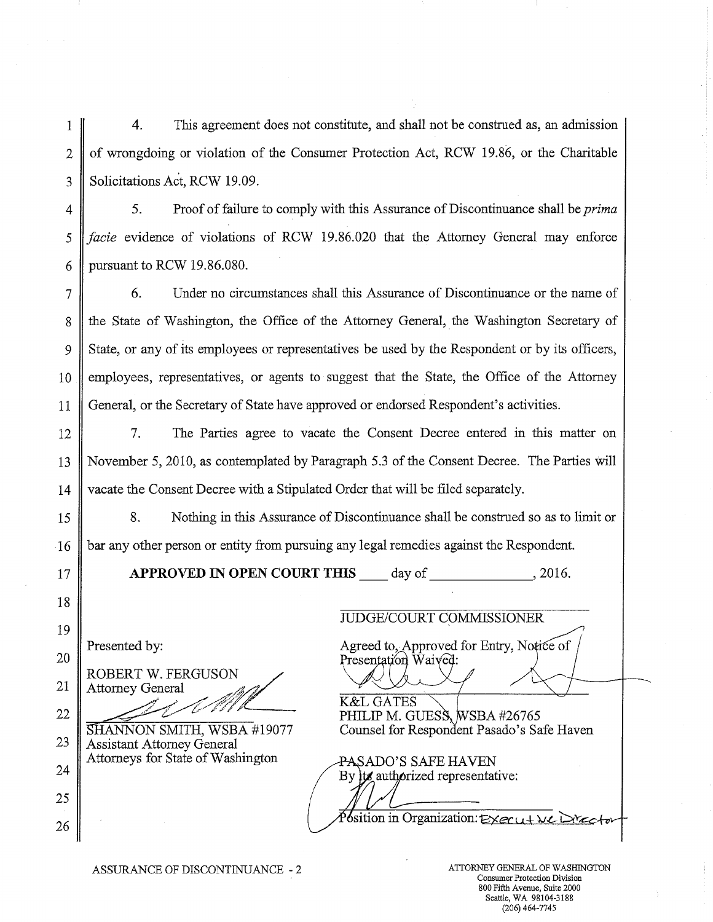4. This agreement does not constitute, and shall not be construed as, an admission of wrongdoing or violation of the Consumer Protection Act, RCW 19.86, or the Charitable Solicitations Act, RCW 19.09.

5. Proof of failure to comply with this Assurance of Discontinuance shall be *prima facie* evidence of violations of RCW 19.86.020 that the Attorney General may enforce pursuant to RCW 19.86.080.

6. Under no circumstances shall this Assurance of Discontinuance or the name of the State of Washington, the Office of the Attorney General, the Washington Secretary of State, or any of its employees or representatives be used by the Respondent or by its officers, employees, representatives, or agents to suggest that the State, the Office of the Attorney General, or the Secretary of State have approved or endorsed Respondent's activities.

7. The Parties agree to vacate the Consent Decree entered in this matter on November 5, 2010, as contemplated by Paragraph 5.3 of the Consent Decree. The Parties will vacate the Consent Decree with a Stipulated Order that will be filed separately.

8. Nothing in this Assurance of Discontinuance shall be construed so as to limit or bar any other person or entity from pursuing any legal remedies against the Respondent.

**APPROVED IN OPEN COURT THIS** ____ day of ______________, 2016.

______________________________
JUDGE/COURT COMMISSIONER

Presented by:

ROBERT W. FERGUSON
Attorney General

______________________________
SHANNON SMITH, WSBA #19077
Assistant Attorney General
Attorneys for State of Washington

Agreed to, Approved for Entry, Notice of Presentation Waived:

______________________________
K&L GATES
PHILIP M. GUESS, WSBA #26765
Counsel for Respondent Pasado's Safe Haven

PASADO'S SAFE HAVEN
By its authorized representative:

______________________________
Position in Organization: Executive Director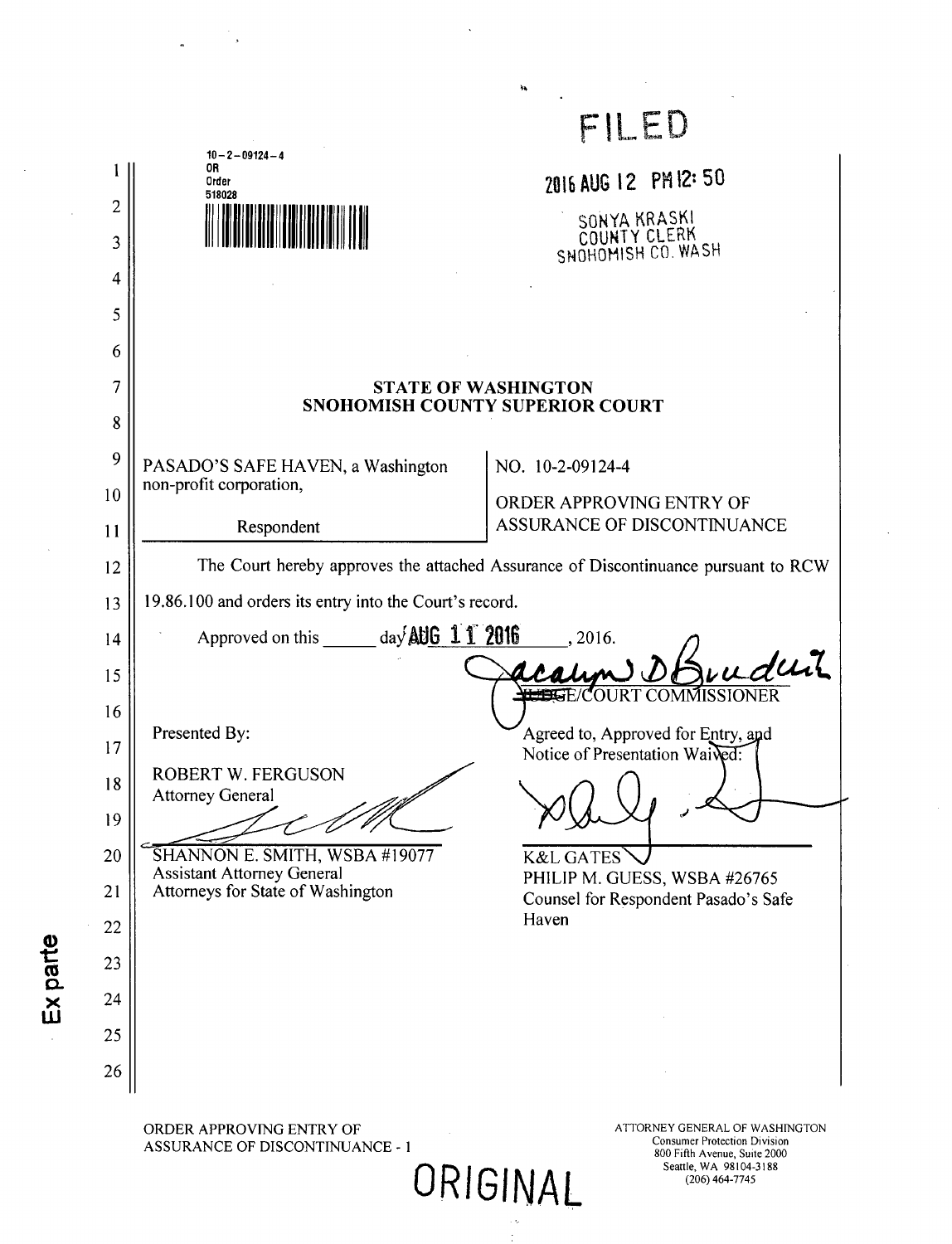10-2-09124-4
OR
Order
518028

FILED

2016 AUG 12 PM 12:50

SONYA KRASKI
COUNTY CLERK
SNOHOMISH CO. WASH

**STATE OF WASHINGTON**
**SNOHOMISH COUNTY SUPERIOR COURT**

| | |
|---|---|
| PASADO'S SAFE HAVEN, a Washington non-profit corporation,<br><br>Respondent | NO. 10-2-09124-4<br><br>ORDER APPROVING ENTRY OF ASSURANCE OF DISCONTINUANCE |

The Court hereby approves the attached Assurance of Discontinuance pursuant to RCW 19.86.100 and orders its entry into the Court's record.

Approved on this ______ day AUG 11 2016, 2016.

~~JUDGE~~/COURT COMMISSIONER

Presented By:

ROBERT W. FERGUSON
Attorney General

SHANNON E. SMITH, WSBA #19077
Assistant Attorney General
Attorneys for State of Washington

Agreed to, Approved for Entry, and Notice of Presentation Waived:

K&L GATES
PHILIP M. GUESS, WSBA #26765
Counsel for Respondent Pasado's Safe Haven

Ex parte

ORDER APPROVING ENTRY OF ASSURANCE OF DISCONTINUANCE - 1

ATTORNEY GENERAL OF WASHINGTON
Consumer Protection Division
800 Fifth Avenue, Suite 2000
Seattle, WA 98104-3188
(206) 464-7745

ORIGINAL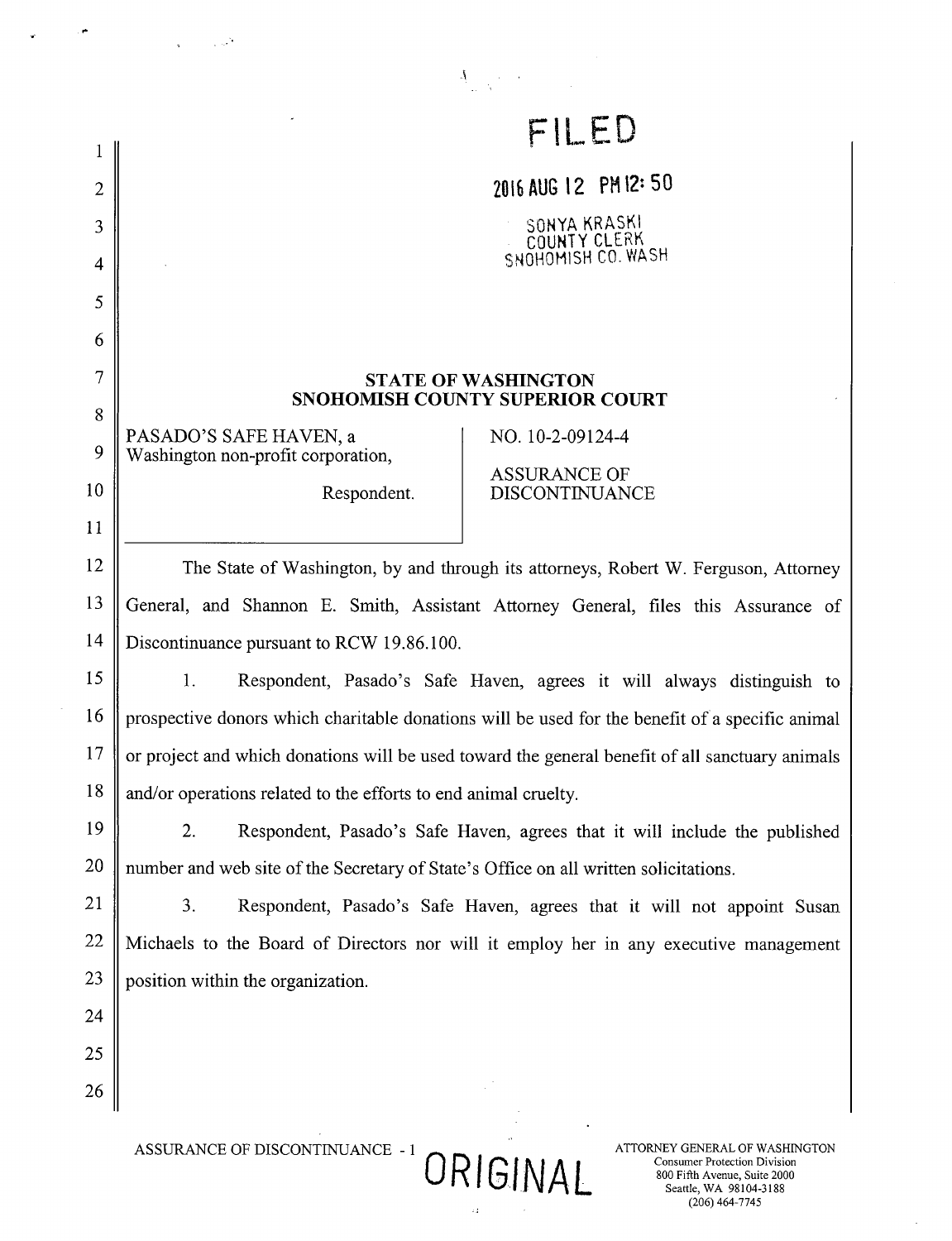FILED

2016 AUG 12 PM 12:50

SONYA KRASKI
COUNTY CLERK
SNOHOMISH CO. WASH

**STATE OF WASHINGTON**
**SNOHOMISH COUNTY SUPERIOR COURT**

| | |
|---|---|
| PASADO'S SAFE HAVEN, a Washington non-profit corporation,<br><br>Respondent. | NO. 10-2-09124-4<br><br>ASSURANCE OF DISCONTINUANCE |

The State of Washington, by and through its attorneys, Robert W. Ferguson, Attorney General, and Shannon E. Smith, Assistant Attorney General, files this Assurance of Discontinuance pursuant to RCW 19.86.100.

1. Respondent, Pasado's Safe Haven, agrees it will always distinguish to prospective donors which charitable donations will be used for the benefit of a specific animal or project and which donations will be used toward the general benefit of all sanctuary animals and/or operations related to the efforts to end animal cruelty.

2. Respondent, Pasado's Safe Haven, agrees that it will include the published number and web site of the Secretary of State's Office on all written solicitations.

3. Respondent, Pasado's Safe Haven, agrees that it will not appoint Susan Michaels to the Board of Directors nor will it employ her in any executive management position within the organization.

ASSURANCE OF DISCONTINUANCE - 1

ORIGINAL

ATTORNEY GENERAL OF WASHINGTON
Consumer Protection Division
800 Fifth Avenue, Suite 2000
Seattle, WA 98104-3188
(206) 464-7745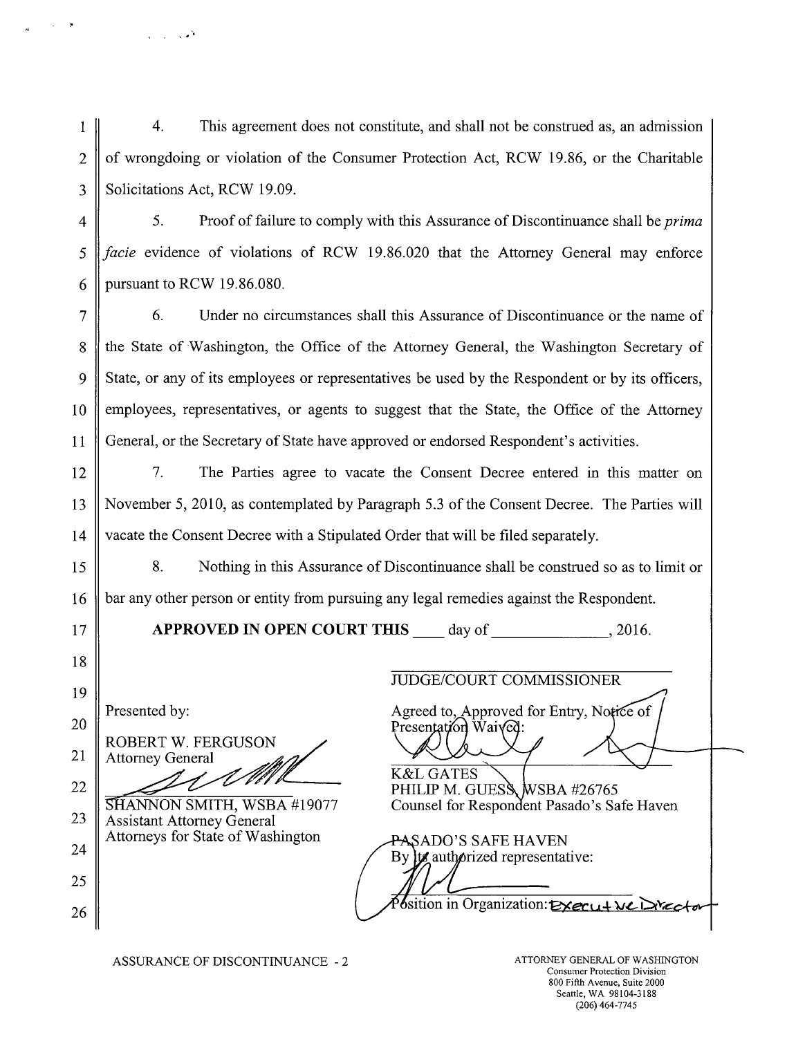4. This agreement does not constitute, and shall not be construed as, an admission of wrongdoing or violation of the Consumer Protection Act, RCW 19.86, or the Charitable Solicitations Act, RCW 19.09.

5. Proof of failure to comply with this Assurance of Discontinuance shall be *prima facie* evidence of violations of RCW 19.86.020 that the Attorney General may enforce pursuant to RCW 19.86.080.

6. Under no circumstances shall this Assurance of Discontinuance or the name of the State of Washington, the Office of the Attorney General, the Washington Secretary of State, or any of its employees or representatives be used by the Respondent or by its officers, employees, representatives, or agents to suggest that the State, the Office of the Attorney General, or the Secretary of State have approved or endorsed Respondent's activities.

7. The Parties agree to vacate the Consent Decree entered in this matter on November 5, 2010, as contemplated by Paragraph 5.3 of the Consent Decree. The Parties will vacate the Consent Decree with a Stipulated Order that will be filed separately.

8. Nothing in this Assurance of Discontinuance shall be construed so as to limit or bar any other person or entity from pursuing any legal remedies against the Respondent.

**APPROVED IN OPEN COURT THIS \_\_\_\_ day of \_\_\_\_\_\_\_\_\_\_\_\_\_\_, 2016.**

\_\_\_\_\_\_\_\_\_\_\_\_\_\_\_\_\_\_\_\_\_\_\_\_\_\_\_\_\_\_
JUDGE/COURT COMMISSIONER

Presented by:

ROBERT W. FERGUSON
Attorney General

\_\_\_\_\_\_\_\_\_\_\_\_\_\_\_\_\_\_\_\_\_\_\_\_\_\_\_\_\_\_
SHANNON SMITH, WSBA #19077
Assistant Attorney General
Attorneys for State of Washington

Agreed to, Approved for Entry, Notice of Presentation Waived:

\_\_\_\_\_\_\_\_\_\_\_\_\_\_\_\_\_\_\_\_\_\_\_\_\_\_\_\_\_\_
K&L GATES
PHILIP M. GUESS, WSBA #26765
Counsel for Respondent Pasado's Safe Haven

PASADO'S SAFE HAVEN
By its authorized representative:

\_\_\_\_\_\_\_\_\_\_\_\_\_\_\_\_\_\_\_\_\_\_\_\_\_\_\_\_\_\_
Position in Organization: Executive Director

ASSURANCE OF DISCONTINUANCE - 2

ATTORNEY GENERAL OF WASHINGTON
Consumer Protection Division
800 Fifth Avenue, Suite 2000
Seattle, WA 98104-3188
(206) 464-7745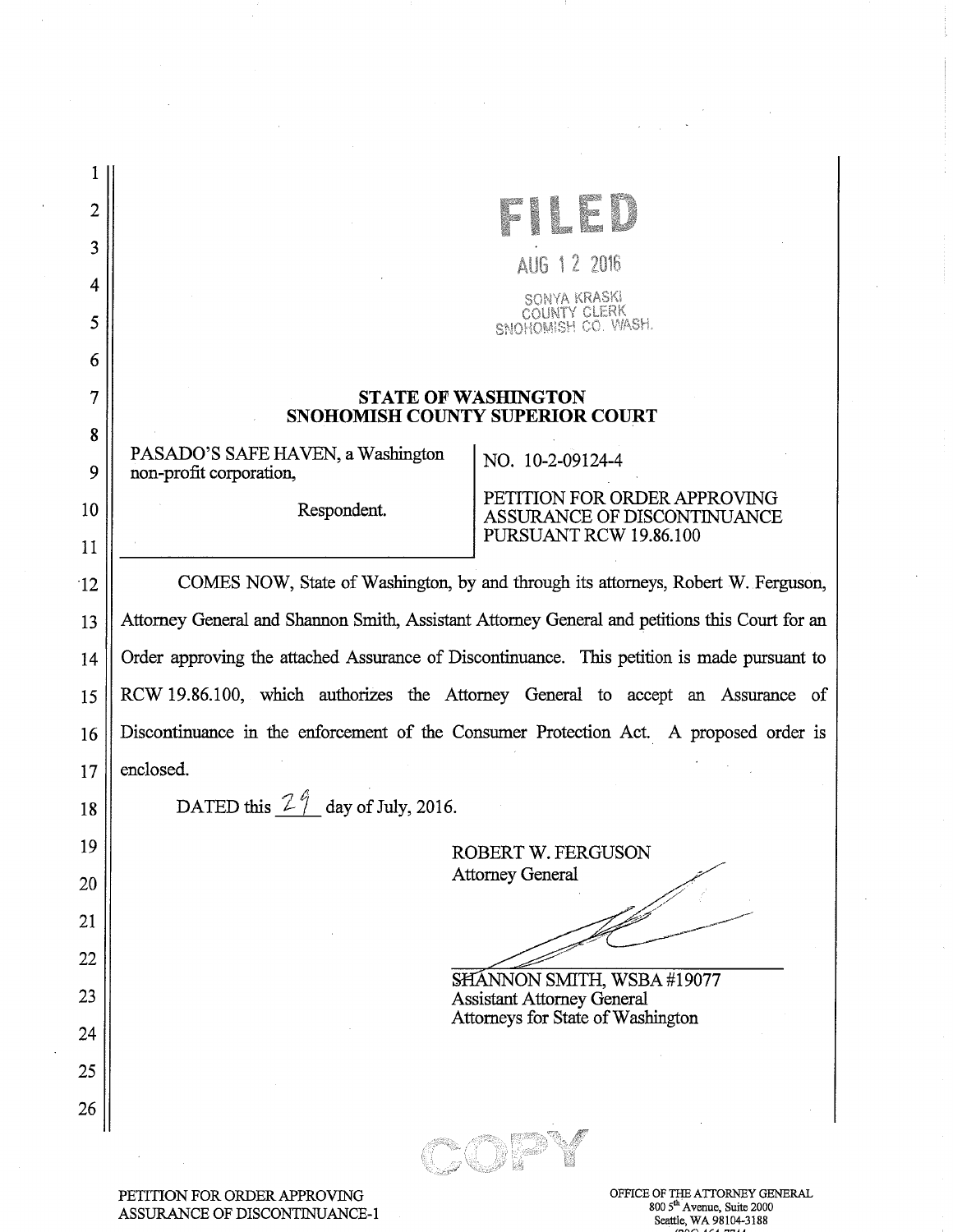**FILED**

AUG 12 2016

SONYA KRASKI
COUNTY CLERK
SNOHOMISH CO. WASH.

**STATE OF WASHINGTON**
**SNOHOMISH COUNTY SUPERIOR COURT**

| | |
|---|---|
| PASADO'S SAFE HAVEN, a Washington non-profit corporation, Respondent. | NO. 10-2-09124-4 PETITION FOR ORDER APPROVING ASSURANCE OF DISCONTINUANCE PURSUANT RCW 19.86.100 |

COMES NOW, State of Washington, by and through its attorneys, Robert W. Ferguson, Attorney General and Shannon Smith, Assistant Attorney General and petitions this Court for an Order approving the attached Assurance of Discontinuance. This petition is made pursuant to RCW 19.86.100, which authorizes the Attorney General to accept an Assurance of Discontinuance in the enforcement of the Consumer Protection Act. A proposed order is enclosed.

DATED this 29 day of July, 2016.

ROBERT W. FERGUSON
Attorney General

SHANNON SMITH, WSBA #19077
Assistant Attorney General
Attorneys for State of Washington

COPY

PETITION FOR ORDER APPROVING ASSURANCE OF DISCONTINUANCE-1

OFFICE OF THE ATTORNEY GENERAL
800 5th Avenue, Suite 2000
Seattle, WA 98104-3188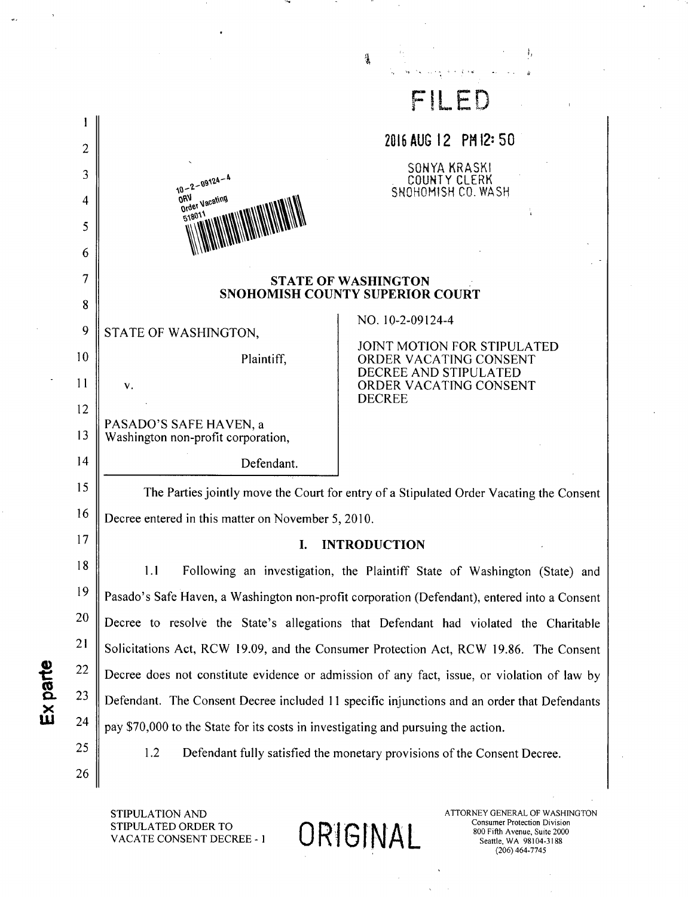FILED

2016 AUG 12 PM 12:50

SONYA KRASKI
COUNTY CLERK
SNOHOMISH CO. WASH

10-2-09124-4
ORV
Order Vacating
518011

**STATE OF WASHINGTON**
**SNOHOMISH COUNTY SUPERIOR COURT**

| | |
|---|---|
| STATE OF WASHINGTON,<br><br>Plaintiff,<br><br>v.<br><br>PASADO'S SAFE HAVEN, a Washington non-profit corporation,<br><br>Defendant. | NO. 10-2-09124-4<br><br>JOINT MOTION FOR STIPULATED ORDER VACATING CONSENT DECREE AND STIPULATED ORDER VACATING CONSENT DECREE |

The Parties jointly move the Court for entry of a Stipulated Order Vacating the Consent Decree entered in this matter on November 5, 2010.

## I. INTRODUCTION

1.1 Following an investigation, the Plaintiff State of Washington (State) and Pasado's Safe Haven, a Washington non-profit corporation (Defendant), entered into a Consent Decree to resolve the State's allegations that Defendant had violated the Charitable Solicitations Act, RCW 19.09, and the Consumer Protection Act, RCW 19.86. The Consent Decree does not constitute evidence or admission of any fact, issue, or violation of law by Defendant. The Consent Decree included 11 specific injunctions and an order that Defendants pay $70,000 to the State for its costs in investigating and pursuing the action.

1.2 Defendant fully satisfied the monetary provisions of the Consent Decree.

Ex parte

STIPULATION AND STIPULATED ORDER TO VACATE CONSENT DECREE - 1

ORIGINAL

ATTORNEY GENERAL OF WASHINGTON
Consumer Protection Division
800 Fifth Avenue, Suite 2000
Seattle, WA 98104-3188
(206) 464-7745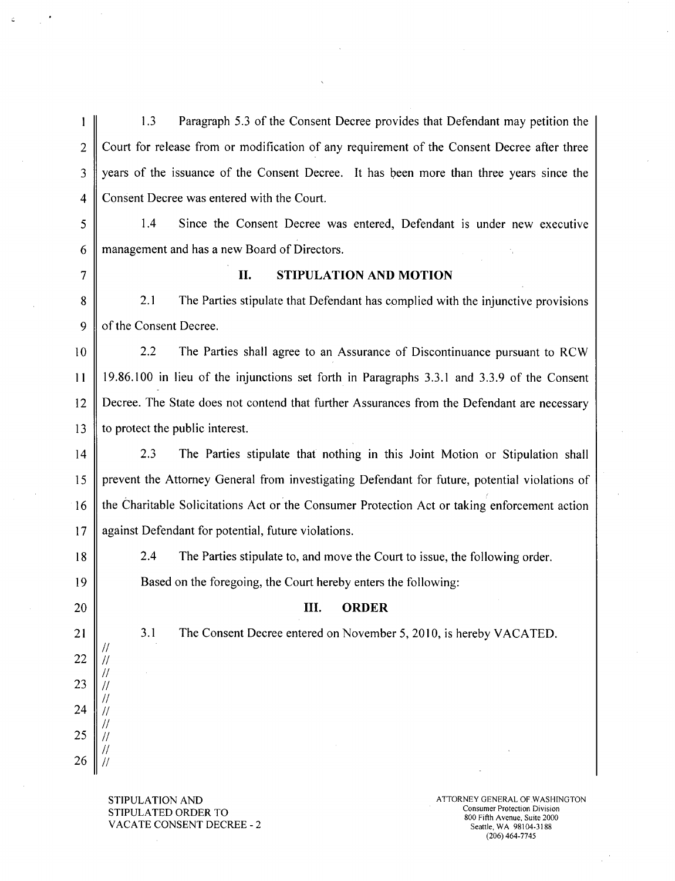1.3 Paragraph 5.3 of the Consent Decree provides that Defendant may petition the Court for release from or modification of any requirement of the Consent Decree after three years of the issuance of the Consent Decree. It has been more than three years since the Consent Decree was entered with the Court.

1.4 Since the Consent Decree was entered, Defendant is under new executive management and has a new Board of Directors.

## II. STIPULATION AND MOTION

2.1 The Parties stipulate that Defendant has complied with the injunctive provisions of the Consent Decree.

2.2 The Parties shall agree to an Assurance of Discontinuance pursuant to RCW 19.86.100 in lieu of the injunctions set forth in Paragraphs 3.3.1 and 3.3.9 of the Consent Decree. The State does not contend that further Assurances from the Defendant are necessary to protect the public interest.

2.3 The Parties stipulate that nothing in this Joint Motion or Stipulation shall prevent the Attorney General from investigating Defendant for future, potential violations of the Charitable Solicitations Act or the Consumer Protection Act or taking enforcement action against Defendant for potential, future violations.

2.4 The Parties stipulate to, and move the Court to issue, the following order.

Based on the foregoing, the Court hereby enters the following:

## III. ORDER

3.1 The Consent Decree entered on November 5, 2010, is hereby VACATED.

//
//
//
//
//
//
//
//
//
//

STIPULATION AND
STIPULATED ORDER TO
VACATE CONSENT DECREE - 2

ATTORNEY GENERAL OF WASHINGTON
Consumer Protection Division
800 Fifth Avenue, Suite 2000
Seattle, WA 98104-3188
(206) 464-7745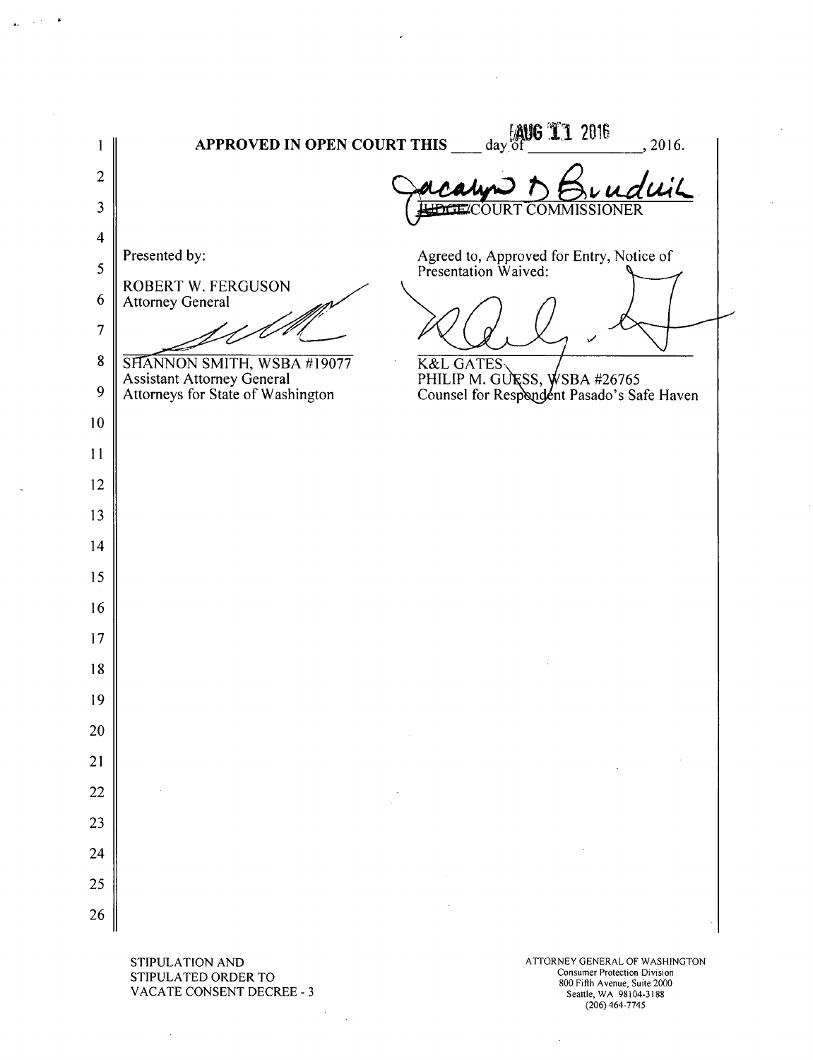**APPROVED IN OPEN COURT THIS** ____ day of AUG 11 2016 ____________, 2016.

JUDGE/COURT COMMISSIONER

Presented by:

ROBERT W. FERGUSON
Attorney General

SHANNON SMITH, WSBA #19077
Assistant Attorney General
Attorneys for State of Washington

Agreed to, Approved for Entry, Notice of Presentation Waived:

K&L GATES
PHILIP M. GUESS, WSBA #26765
Counsel for Respondent Pasado's Safe Haven

STIPULATION AND
STIPULATED ORDER TO
VACATE CONSENT DECREE - 3

ATTORNEY GENERAL OF WASHINGTON
Consumer Protection Division
800 Fifth Avenue, Suite 2000
Seattle, WA 98104-3188
(206) 464-7745